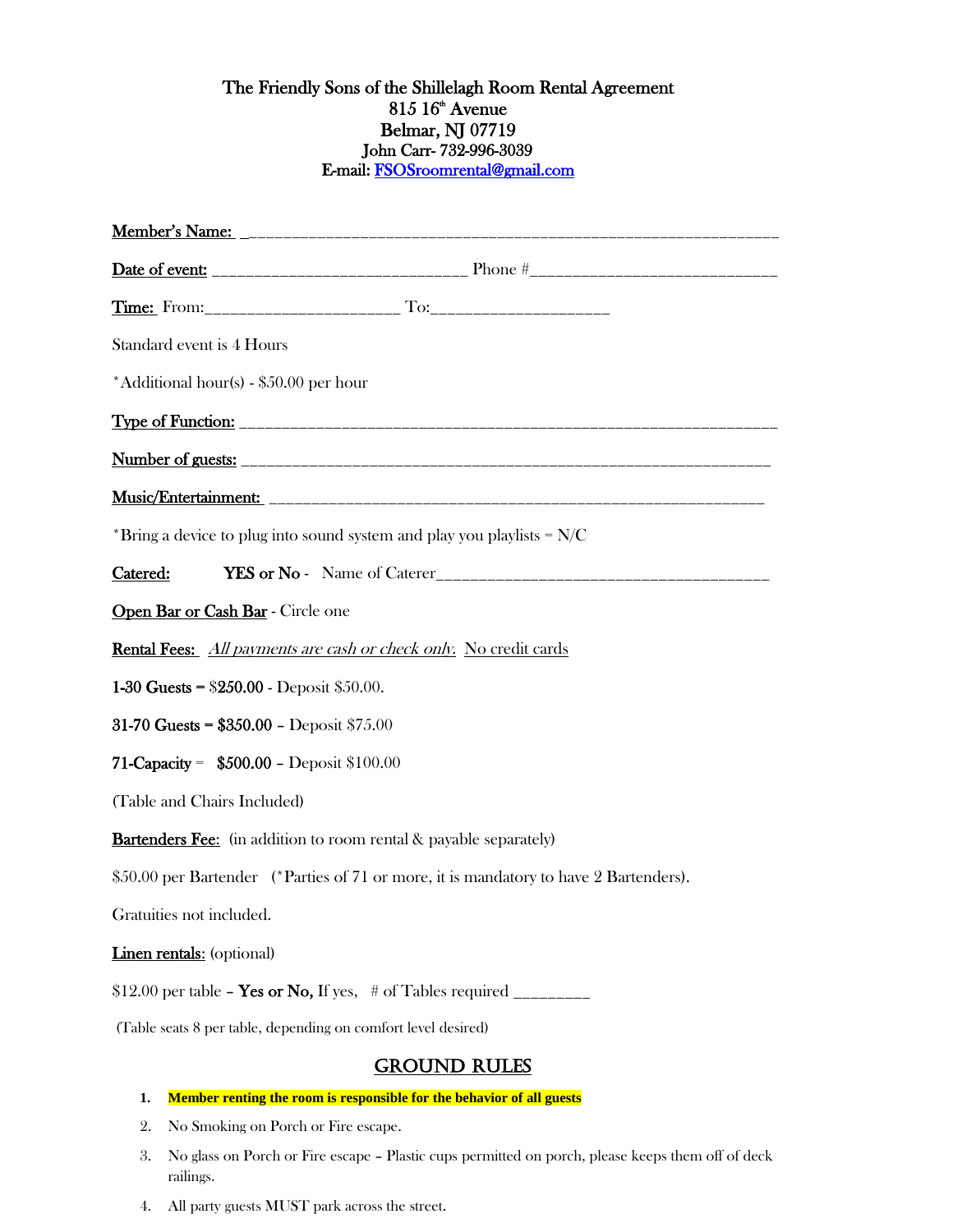# The Friendly Sons of the Shillelagh Room Rental Agreement

**815 16th Avenue**
**Belmar, NJ 07719**
**John Carr- 732-996-3039**
**E-mail: FSOSroomrental@gmail.com**

**Member's Name:** ____________________________________________________________

**Date of event:** ______________________________ Phone #____________________________

**Time:** From:______________________ To:____________________

Standard event is 4 Hours

*Additional hour(s) - $50.00 per hour

**Type of Function:** _______________________________________________________________

**Number of guests:** _______________________________________________________________

**Music/Entertainment:** ____________________________________________________________

*Bring a device to plug into sound system and play you playlists = N/C

**Catered:** **YES or No** - Name of Caterer______________________________________

**Open Bar or Cash Bar** - Circle one

**Rental Fees:** *All payments are cash or check only.* No credit cards

**1-30 Guests = $250.00** - Deposit $50.00.

**31-70 Guests = $350.00** – Deposit $75.00

**71-Capacity = $500.00** – Deposit $100.00

(Table and Chairs Included)

**Bartenders Fee:** (in addition to room rental & payable separately)

$50.00 per Bartender (*Parties of 71 or more, it is mandatory to have 2 Bartenders).

Gratuities not included.

**Linen rentals:** (optional)

$12.00 per table – **Yes or No,** If yes, # of Tables required ________

(Table seats 8 per table, depending on comfort level desired)

## GROUND RULES

1. **Member renting the room is responsible for the behavior of all guests**
2. No Smoking on Porch or Fire escape.
3. No glass on Porch or Fire escape – Plastic cups permitted on porch, please keeps them off of deck railings.
4. All party guests MUST park across the street.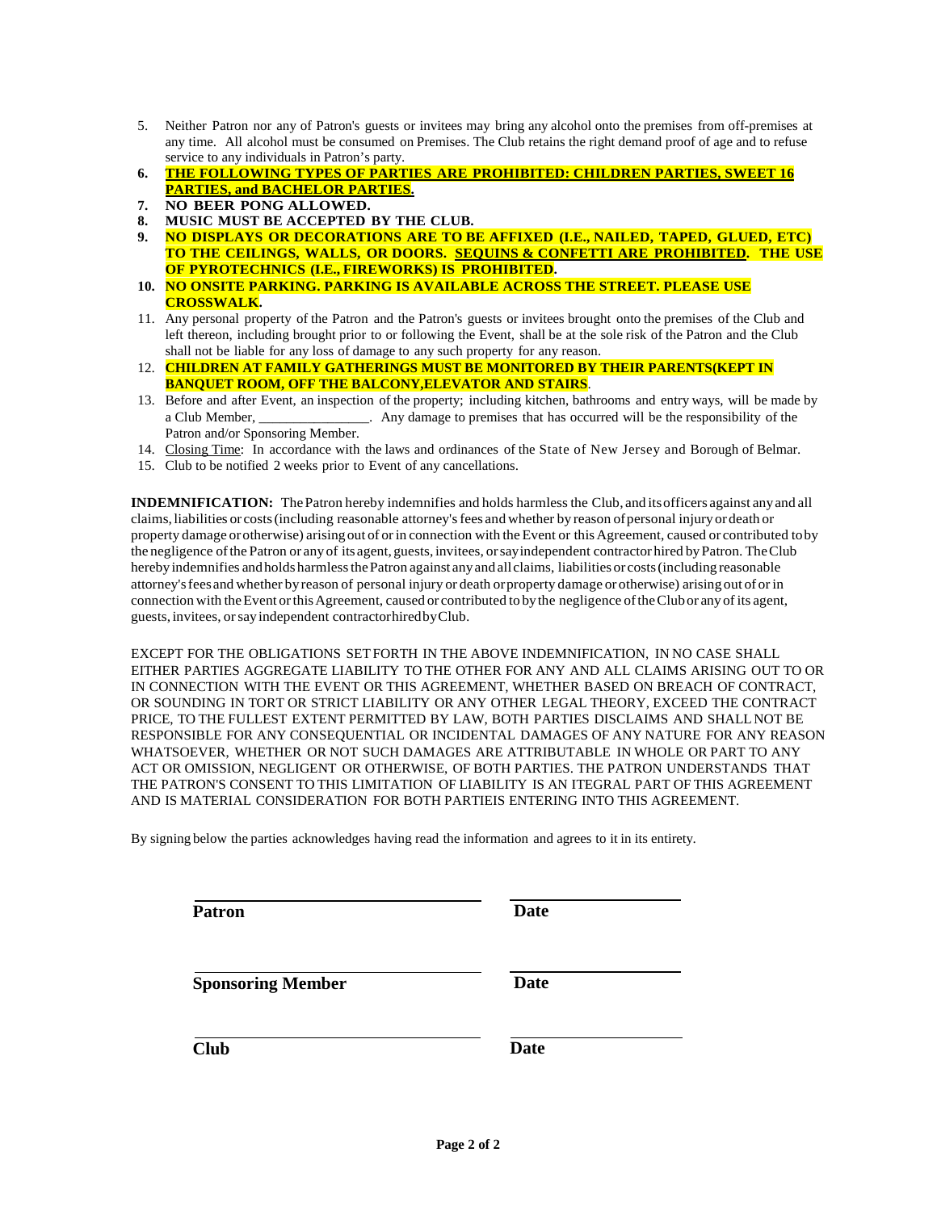5. Neither Patron nor any of Patron's guests or invitees may bring any alcohol onto the premises from off-premises at any time. All alcohol must be consumed on Premises. The Club retains the right demand proof of age and to refuse service to any individuals in Patron's party.
6. **THE FOLLOWING TYPES OF PARTIES ARE PROHIBITED: CHILDREN PARTIES, SWEET 16 PARTIES, and BACHELOR PARTIES.**
7. **NO BEER PONG ALLOWED.**
8. **MUSIC MUST BE ACCEPTED BY THE CLUB.**
9. **NO DISPLAYS OR DECORATIONS ARE TO BE AFFIXED (I.E., NAILED, TAPED, GLUED, ETC) TO THE CEILINGS, WALLS, OR DOORS. SEQUINS & CONFETTI ARE PROHIBITED. THE USE OF PYROTECHNICS (I.E., FIREWORKS) IS PROHIBITED.**
10. **NO ONSITE PARKING. PARKING IS AVAILABLE ACROSS THE STREET. PLEASE USE CROSSWALK.**
11. Any personal property of the Patron and the Patron's guests or invitees brought onto the premises of the Club and left thereon, including brought prior to or following the Event, shall be at the sole risk of the Patron and the Club shall not be liable for any loss of damage to any such property for any reason.
12. **CHILDREN AT FAMILY GATHERINGS MUST BE MONITORED BY THEIR PARENTS(KEPT IN BANQUET ROOM, OFF THE BALCONY,ELEVATOR AND STAIRS**.
13. Before and after Event, an inspection of the property; including kitchen, bathrooms and entry ways, will be made by a Club Member, _______________. Any damage to premises that has occurred will be the responsibility of the Patron and/or Sponsoring Member.
14. Closing Time: In accordance with the laws and ordinances of the State of New Jersey and Borough of Belmar.
15. Club to be notified 2 weeks prior to Event of any cancellations.

**INDEMNIFICATION:** The Patron hereby indemnifies and holds harmless the Club, and its officers against any and all claims, liabilities or costs (including reasonable attorney's fees and whether by reason of personal injury or death or property damage or otherwise) arising out of or in connection with the Event or this Agreement, caused or contributed to by the negligence of the Patron or any of its agent, guests, invitees, or say independent contractor hired by Patron. The Club hereby indemnifies and holds harmless the Patron against any and all claims, liabilities or costs (including reasonable attorney's fees and whether by reason of personal injury or death or property damage or otherwise) arising out of or in connection with the Event or this Agreement, caused or contributed to by the negligence of the Club or any of its agent, guests, invitees, or say independent contractor hired by Club.

EXCEPT FOR THE OBLIGATIONS SET FORTH IN THE ABOVE INDEMNIFICATION, IN NO CASE SHALL EITHER PARTIES AGGREGATE LIABILITY TO THE OTHER FOR ANY AND ALL CLAIMS ARISING OUT TO OR IN CONNECTION WITH THE EVENT OR THIS AGREEMENT, WHETHER BASED ON BREACH OF CONTRACT, OR SOUNDING IN TORT OR STRICT LIABILITY OR ANY OTHER LEGAL THEORY, EXCEED THE CONTRACT PRICE, TO THE FULLEST EXTENT PERMITTED BY LAW, BOTH PARTIES DISCLAIMS AND SHALL NOT BE RESPONSIBLE FOR ANY CONSEQUENTIAL OR INCIDENTAL DAMAGES OF ANY NATURE FOR ANY REASON WHATSOEVER, WHETHER OR NOT SUCH DAMAGES ARE ATTRIBUTABLE IN WHOLE OR PART TO ANY ACT OR OMISSION, NEGLIGENT OR OTHERWISE, OF BOTH PARTIES. THE PATRON UNDERSTANDS THAT THE PATRON'S CONSENT TO THIS LIMITATION OF LIABILITY IS AN ITEGRAL PART OF THIS AGREEMENT AND IS MATERIAL CONSIDERATION FOR BOTH PARTIEIS ENTERING INTO THIS AGREEMENT.

By signing below the parties acknowledges having read the information and agrees to it in its entirety.

______________________________ ________________

**Patron** **Date**

______________________________ ________________

**Sponsoring Member** **Date**

______________________________ ________________

**Club** **Date**